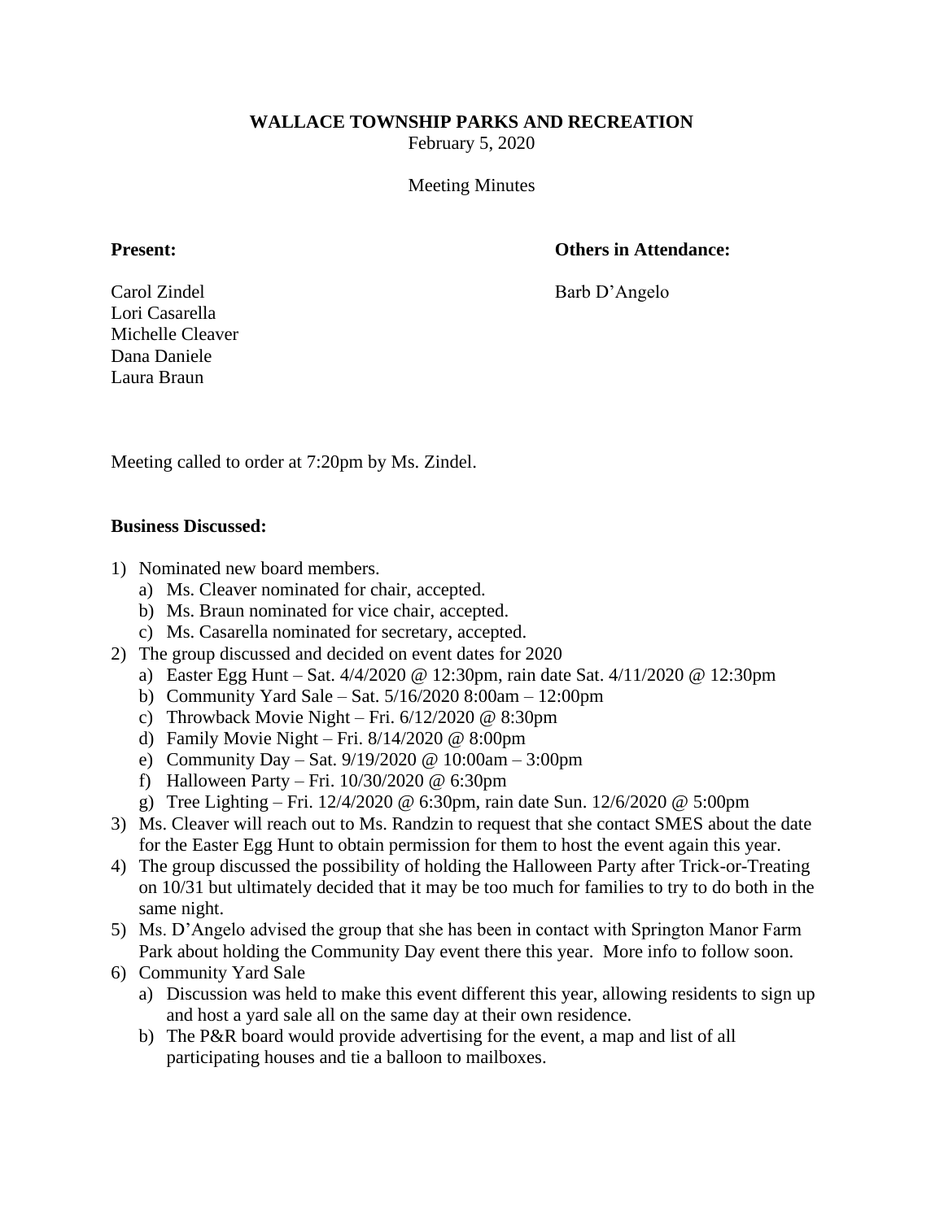**WALLACE TOWNSHIP PARKS AND RECREATION**

February 5, 2020

Meeting Minutes

**Present:**

Carol Zindel
Lori Casarella
Michelle Cleaver
Dana Daniele
Laura Braun

**Others in Attendance:**

Barb D'Angelo

Meeting called to order at 7:20pm by Ms. Zindel.

**Business Discussed:**

1) Nominated new board members.
   a) Ms. Cleaver nominated for chair, accepted.
   b) Ms. Braun nominated for vice chair, accepted.
   c) Ms. Casarella nominated for secretary, accepted.
2) The group discussed and decided on event dates for 2020
   a) Easter Egg Hunt – Sat. 4/4/2020 @ 12:30pm, rain date Sat. 4/11/2020 @ 12:30pm
   b) Community Yard Sale – Sat. 5/16/2020 8:00am – 12:00pm
   c) Throwback Movie Night – Fri. 6/12/2020 @ 8:30pm
   d) Family Movie Night – Fri. 8/14/2020 @ 8:00pm
   e) Community Day – Sat. 9/19/2020 @ 10:00am – 3:00pm
   f) Halloween Party – Fri. 10/30/2020 @ 6:30pm
   g) Tree Lighting – Fri. 12/4/2020 @ 6:30pm, rain date Sun. 12/6/2020 @ 5:00pm
3) Ms. Cleaver will reach out to Ms. Randzin to request that she contact SMES about the date for the Easter Egg Hunt to obtain permission for them to host the event again this year.
4) The group discussed the possibility of holding the Halloween Party after Trick-or-Treating on 10/31 but ultimately decided that it may be too much for families to try to do both in the same night.
5) Ms. D'Angelo advised the group that she has been in contact with Springton Manor Farm Park about holding the Community Day event there this year. More info to follow soon.
6) Community Yard Sale
   a) Discussion was held to make this event different this year, allowing residents to sign up and host a yard sale all on the same day at their own residence.
   b) The P&R board would provide advertising for the event, a map and list of all participating houses and tie a balloon to mailboxes.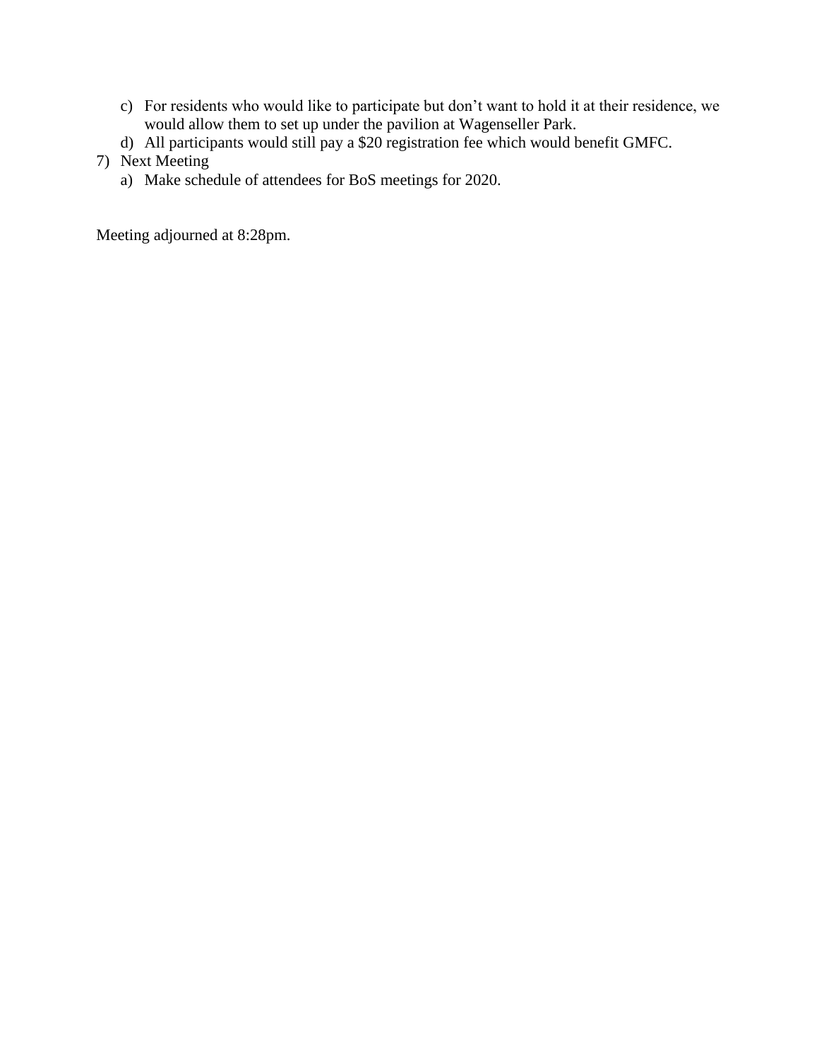c) For residents who would like to participate but don't want to hold it at their residence, we would allow them to set up under the pavilion at Wagenseller Park.

d) All participants would still pay a $20 registration fee which would benefit GMFC.

7) Next Meeting

a) Make schedule of attendees for BoS meetings for 2020.

Meeting adjourned at 8:28pm.